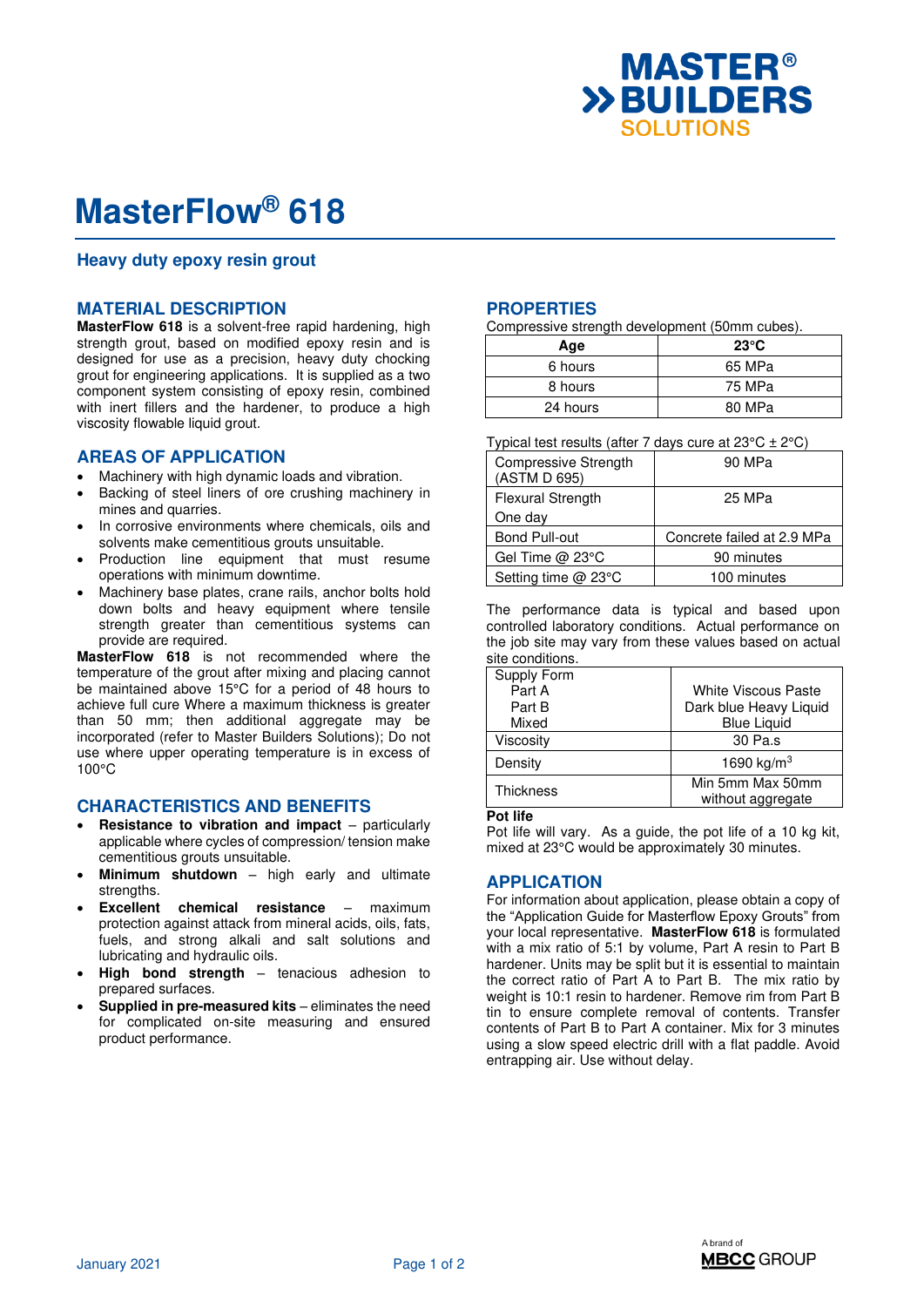# MasterFlow® 618

## Heavy duty epoxy resin grout

## MATERIAL DESCRIPTION

**MasterFlow 618** is a solvent-free rapid hardening, high strength grout, based on modified epoxy resin and is designed for use as a precision, heavy duty chocking grout for engineering applications. It is supplied as a two component system consisting of epoxy resin, combined with inert fillers and the hardener, to produce a high viscosity flowable liquid grout.

## AREAS OF APPLICATION

- Machinery with high dynamic loads and vibration.
- Backing of steel liners of ore crushing machinery in mines and quarries.
- In corrosive environments where chemicals, oils and solvents make cementitious grouts unsuitable.
- Production line equipment that must resume operations with minimum downtime.
- Machinery base plates, crane rails, anchor bolts hold down bolts and heavy equipment where tensile strength greater than cementitious systems can provide are required.

**MasterFlow 618** is not recommended where the temperature of the grout after mixing and placing cannot be maintained above 15°C for a period of 48 hours to achieve full cure Where a maximum thickness is greater than 50 mm; then additional aggregate may be incorporated (refer to Master Builders Solutions); Do not use where upper operating temperature is in excess of 100°C

## CHARACTERISTICS AND BENEFITS

- **Resistance to vibration and impact** – particularly applicable where cycles of compression/ tension make cementitious grouts unsuitable.
- **Minimum shutdown** – high early and ultimate strengths.
- **Excellent chemical resistance** – maximum protection against attack from mineral acids, oils, fats, fuels, and strong alkali and salt solutions and lubricating and hydraulic oils.
- **High bond strength** – tenacious adhesion to prepared surfaces.
- **Supplied in pre-measured kits** – eliminates the need for complicated on-site measuring and ensured product performance.

## PROPERTIES

Compressive strength development (50mm cubes).

| Age | 23°C |
|---|---|
| 6 hours | 65 MPa |
| 8 hours | 75 MPa |
| 24 hours | 80 MPa |

Typical test results (after 7 days cure at 23°C ± 2°C)

| | |
|---|---|
| Compressive Strength (ASTM D 695) | 90 MPa |
| Flexural Strength One day | 25 MPa |
| Bond Pull-out | Concrete failed at 2.9 MPa |
| Gel Time @ 23°C | 90 minutes |
| Setting time @ 23°C | 100 minutes |

The performance data is typical and based upon controlled laboratory conditions. Actual performance on the job site may vary from these values based on actual site conditions.

| | |
|---|---|
| Supply Form | |
| Part A | White Viscous Paste |
| Part B | Dark blue Heavy Liquid |
| Mixed | Blue Liquid |
| Viscosity | 30 Pa.s |
| Density | 1690 kg/m$^3$ |
| Thickness | Min 5mm Max 50mm without aggregate |

**Pot life**

Pot life will vary. As a guide, the pot life of a 10 kg kit, mixed at 23°C would be approximately 30 minutes.

## APPLICATION

For information about application, please obtain a copy of the "Application Guide for Masterflow Epoxy Grouts" from your local representative. **MasterFlow 618** is formulated with a mix ratio of 5:1 by volume, Part A resin to Part B hardener. Units may be split but it is essential to maintain the correct ratio of Part A to Part B. The mix ratio by weight is 10:1 resin to hardener. Remove rim from Part B tin to ensure complete removal of contents. Transfer contents of Part B to Part A container. Mix for 3 minutes using a slow speed electric drill with a flat paddle. Avoid entrapping air. Use without delay.

January 2021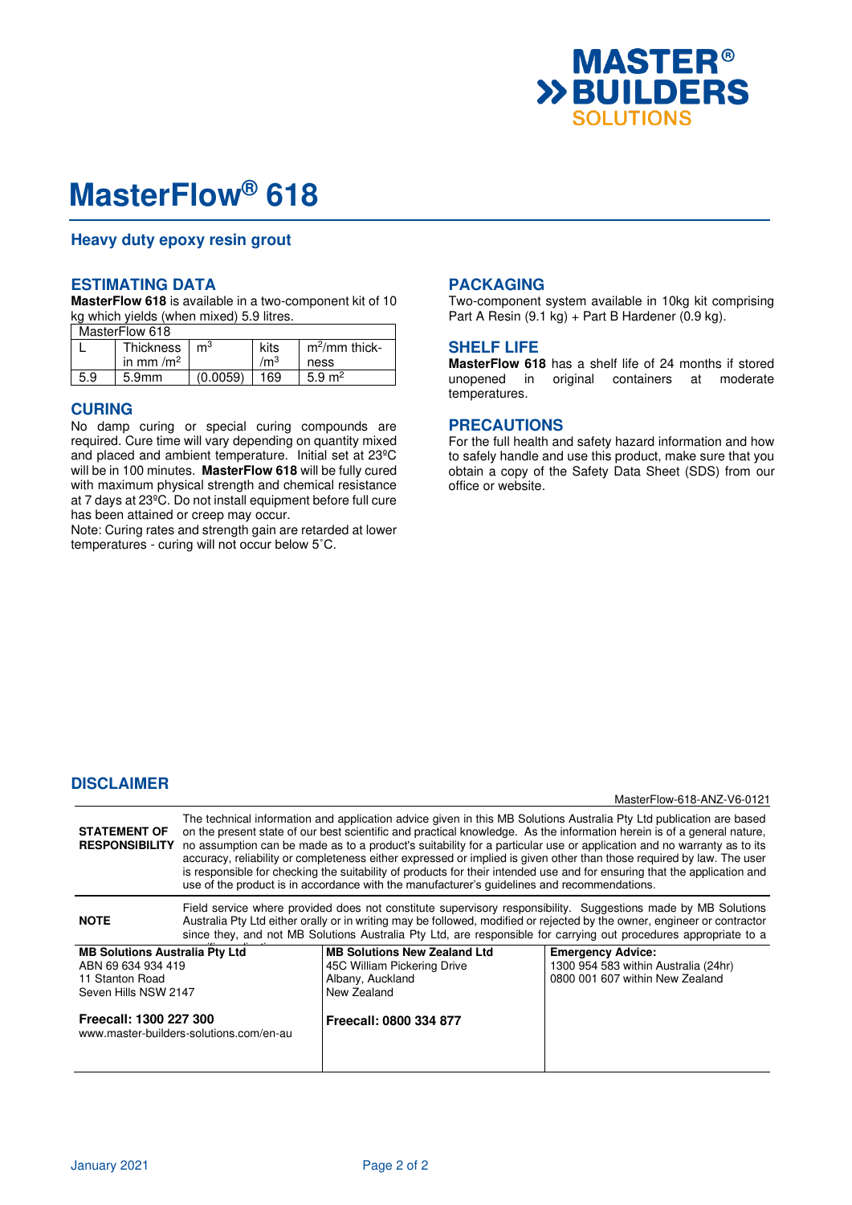# MasterFlow® 618

## Heavy duty epoxy resin grout

### ESTIMATING DATA

**MasterFlow 618** is available in a two-component kit of 10 kg which yields (when mixed) 5.9 litres.

| MasterFlow 618 | | | | |
|---|---|---|---|---|
| L | Thickness in mm /m$^2$ | m$^3$ | kits /m$^3$ | m$^2$/mm thickness |
| 5.9 | 5.9mm | (0.0059) | 169 | 5.9 m$^2$ |

### CURING

No damp curing or special curing compounds are required. Cure time will vary depending on quantity mixed and placed and ambient temperature. Initial set at 23ºC will be in 100 minutes. **MasterFlow 618** will be fully cured with maximum physical strength and chemical resistance at 7 days at 23ºC. Do not install equipment before full cure has been attained or creep may occur.

Note: Curing rates and strength gain are retarded at lower temperatures - curing will not occur below 5˚C.

### PACKAGING

Two-component system available in 10kg kit comprising Part A Resin (9.1 kg) + Part B Hardener (0.9 kg).

### SHELF LIFE

**MasterFlow 618** has a shelf life of 24 months if stored unopened in original containers at moderate temperatures.

### PRECAUTIONS

For the full health and safety hazard information and how to safely handle and use this product, make sure that you obtain a copy of the Safety Data Sheet (SDS) from our office or website.

### DISCLAIMER

MasterFlow-618-ANZ-V6-0121

| | |
|---|---|
| **STATEMENT OF RESPONSIBILITY** | The technical information and application advice given in this MB Solutions Australia Pty Ltd publication are based on the present state of our best scientific and practical knowledge. As the information herein is of a general nature, no assumption can be made as to a product's suitability for a particular use or application and no warranty as to its accuracy, reliability or completeness either expressed or implied is given other than those required by law. The user is responsible for checking the suitability of products for their intended use and for ensuring that the application and use of the product is in accordance with the manufacturer's guidelines and recommendations. |
| **NOTE** | Field service where provided does not constitute supervisory responsibility. Suggestions made by MB Solutions Australia Pty Ltd either orally or in writing may be followed, modified or rejected by the owner, engineer or contractor since they, and not MB Solutions Australia Pty Ltd, are responsible for carrying out procedures appropriate to a specific application. |

| | | |
|---|---|---|
| **MB Solutions Australia Pty Ltd**<br>ABN 69 634 934 419<br>11 Stanton Road<br>Seven Hills NSW 2147<br><br>**Freecall: 1300 227 300**<br>www.master-builders-solutions.com/en-au | **MB Solutions New Zealand Ltd**<br>45C William Pickering Drive<br>Albany, Auckland<br>New Zealand<br><br>**Freecall: 0800 334 877** | **Emergency Advice:**<br>1300 954 583 within Australia (24hr)<br>0800 001 607 within New Zealand |

January 2021